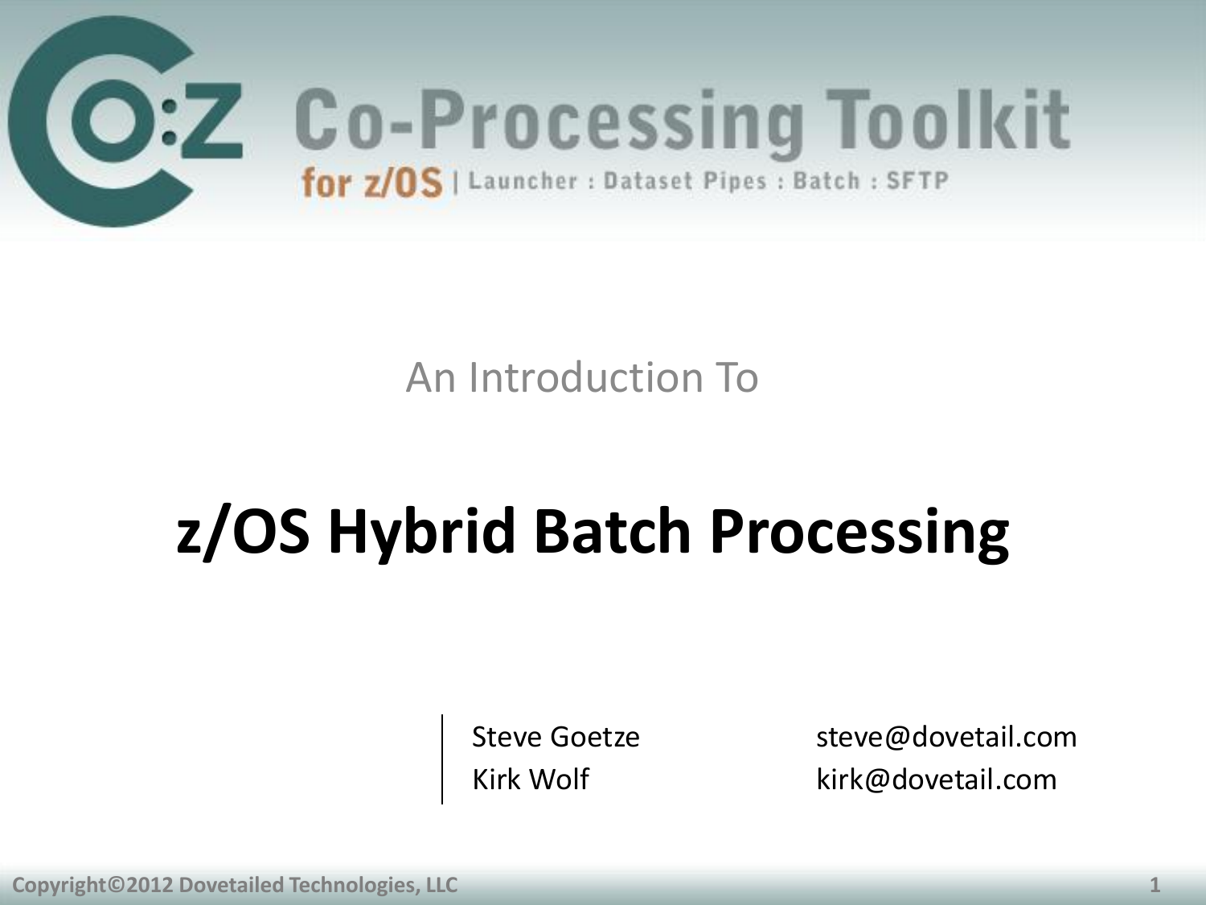# Co:Z Co-Processing Toolkit

for z/OS | Launcher : Dataset Pipes : Batch : SFTP

An Introduction To

# z/OS Hybrid Batch Processing

| | |
|---|---|
| Steve Goetze | steve@dovetail.com |
| Kirk Wolf | kirk@dovetail.com |

Copyright©2012 Dovetailed Technologies, LLC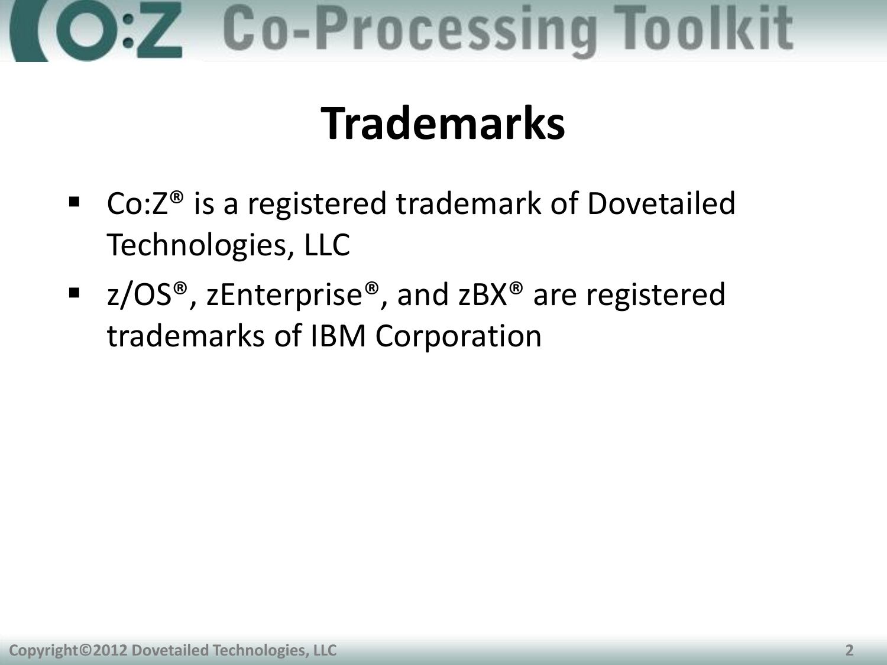# Trademarks

- Co:Z® is a registered trademark of Dovetailed Technologies, LLC
- z/OS®, zEnterprise®, and zBX® are registered trademarks of IBM Corporation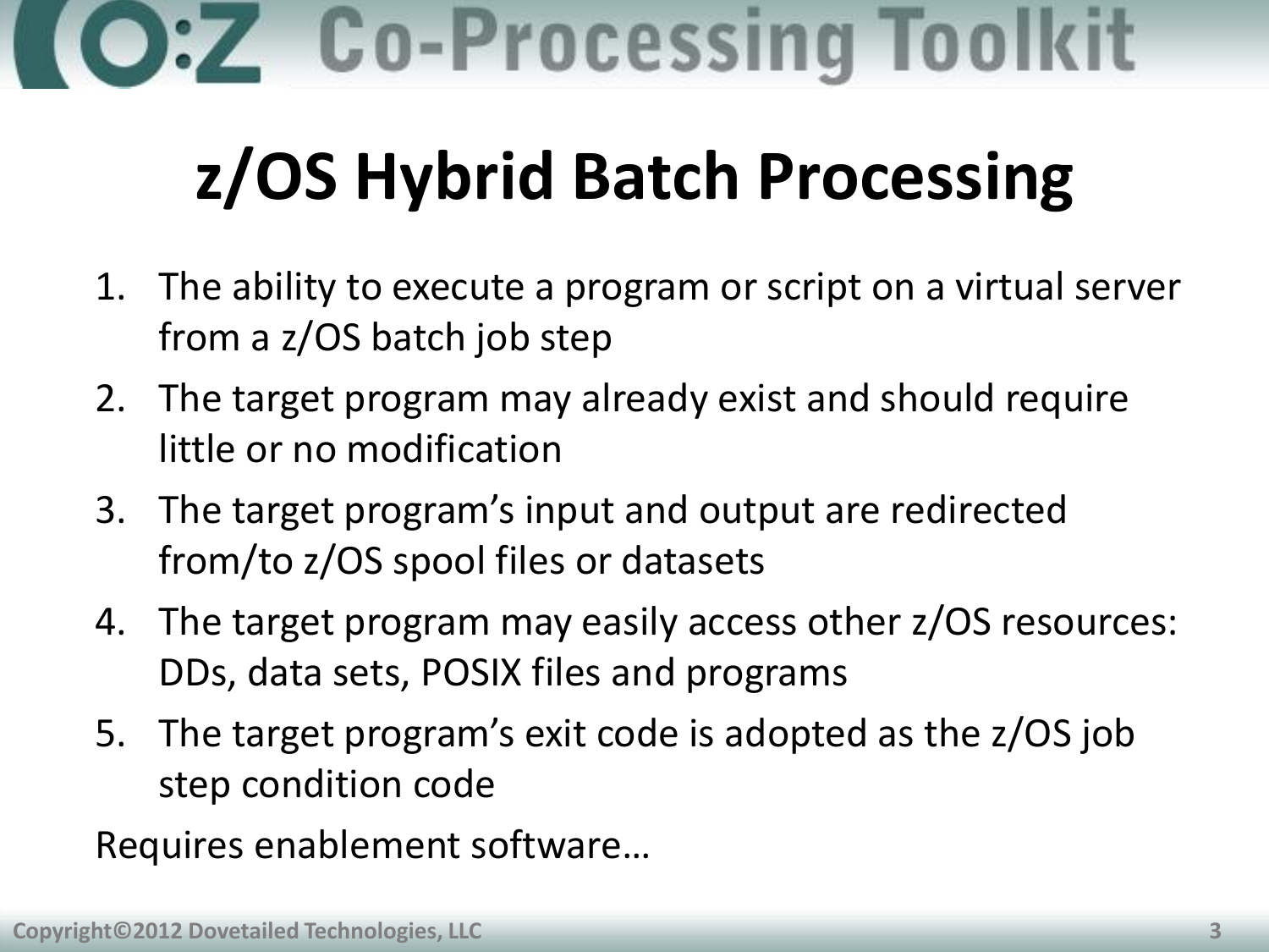# z/OS Hybrid Batch Processing

1. The ability to execute a program or script on a virtual server from a z/OS batch job step
2. The target program may already exist and should require little or no modification
3. The target program's input and output are redirected from/to z/OS spool files or datasets
4. The target program may easily access other z/OS resources: DDs, data sets, POSIX files and programs
5. The target program's exit code is adopted as the z/OS job step condition code

Requires enablement software…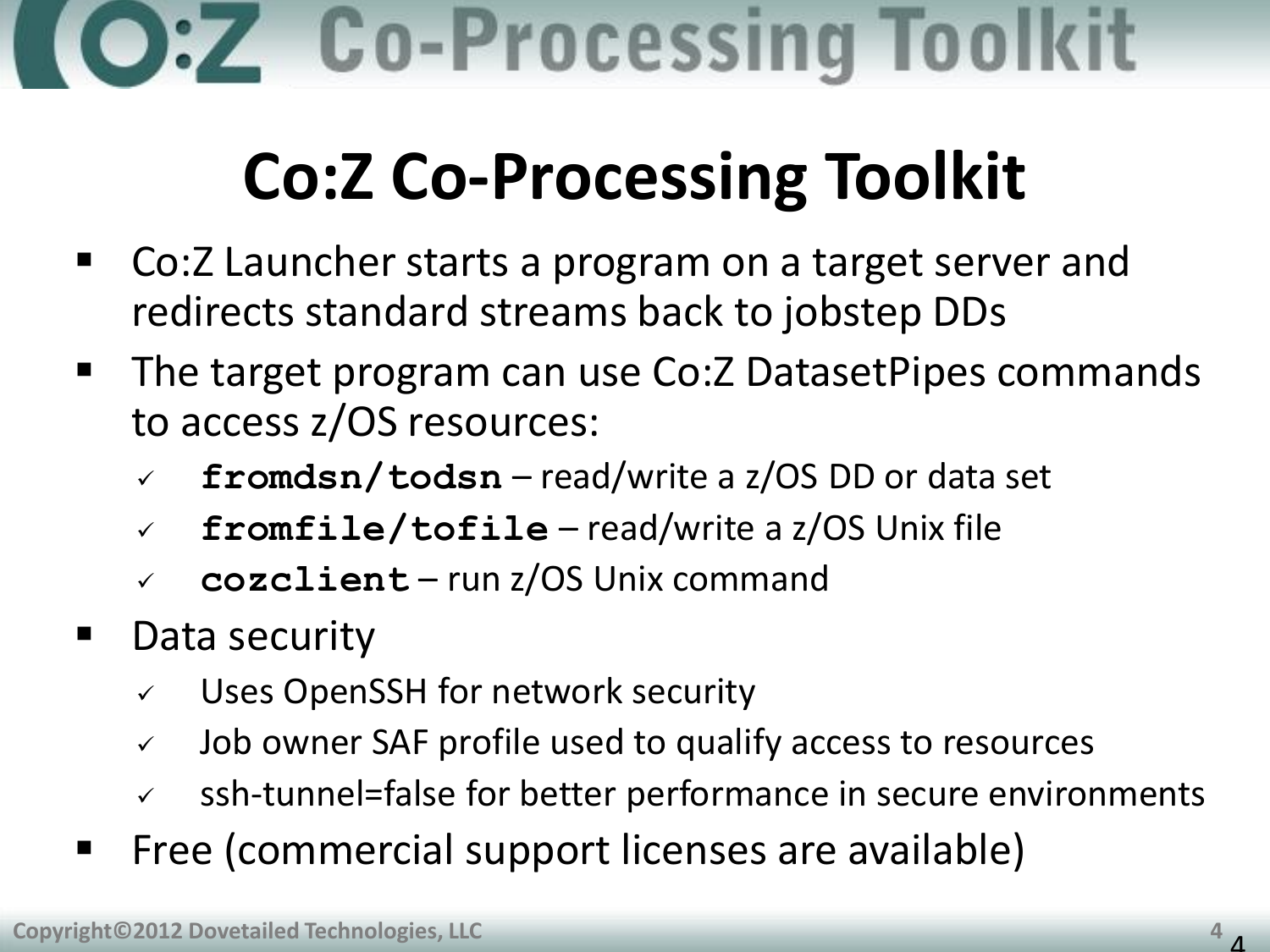# Co:Z Co-Processing Toolkit

- Co:Z Launcher starts a program on a target server and redirects standard streams back to jobstep DDs
- The target program can use Co:Z DatasetPipes commands to access z/OS resources:
  - ✓ **`fromdsn/todsn`** – read/write a z/OS DD or data set
  - ✓ **`fromfile/tofile`** – read/write a z/OS Unix file
  - ✓ **`cozclient`** – run z/OS Unix command
- Data security
  - ✓ Uses OpenSSH for network security
  - ✓ Job owner SAF profile used to qualify access to resources
  - ✓ ssh-tunnel=false for better performance in secure environments
- Free (commercial support licenses are available)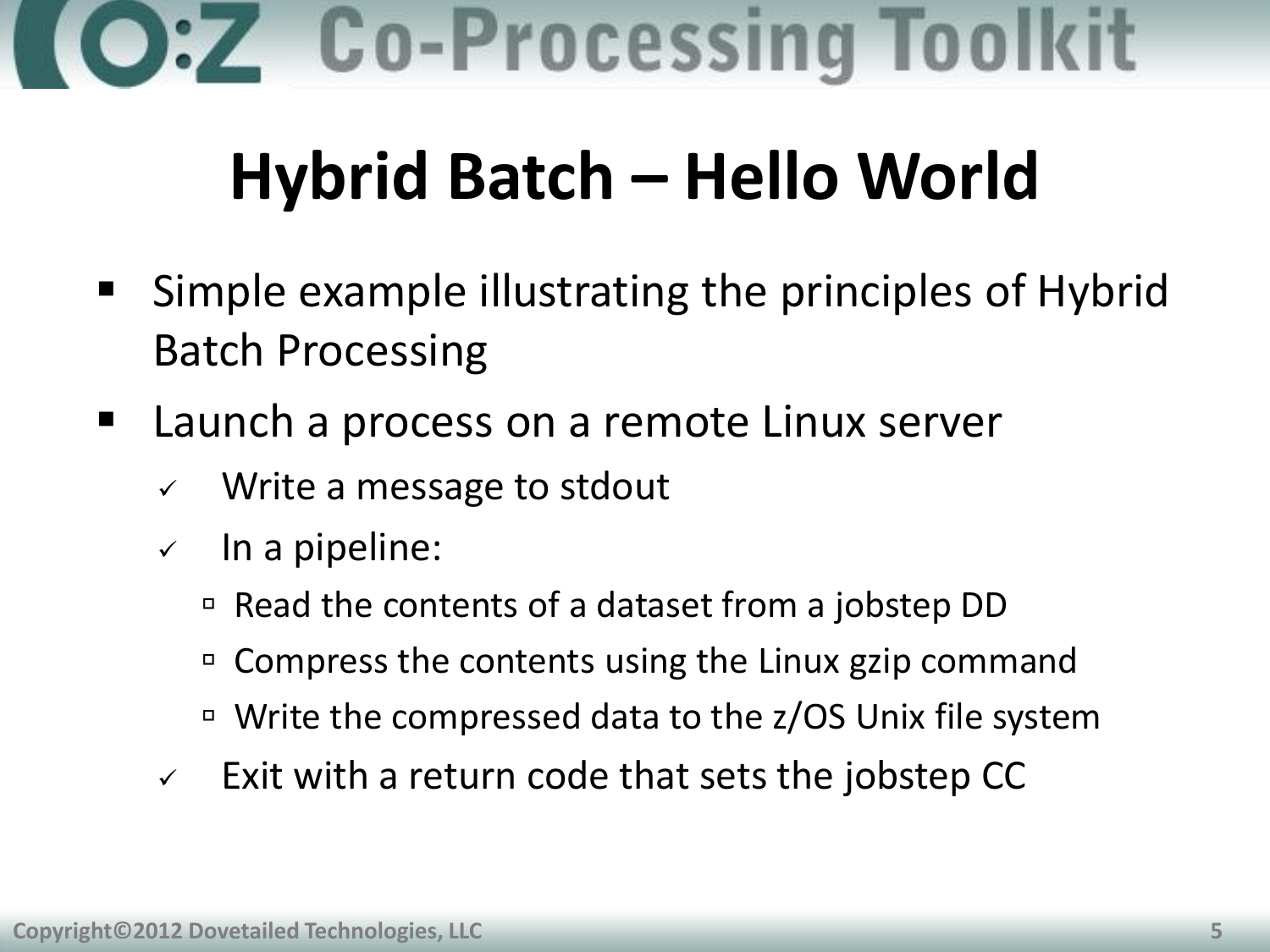# Hybrid Batch – Hello World

- Simple example illustrating the principles of Hybrid Batch Processing
- Launch a process on a remote Linux server
  - ✓ Write a message to stdout
  - ✓ In a pipeline:
    - Read the contents of a dataset from a jobstep DD
    - Compress the contents using the Linux gzip command
    - Write the compressed data to the z/OS Unix file system
  - ✓ Exit with a return code that sets the jobstep CC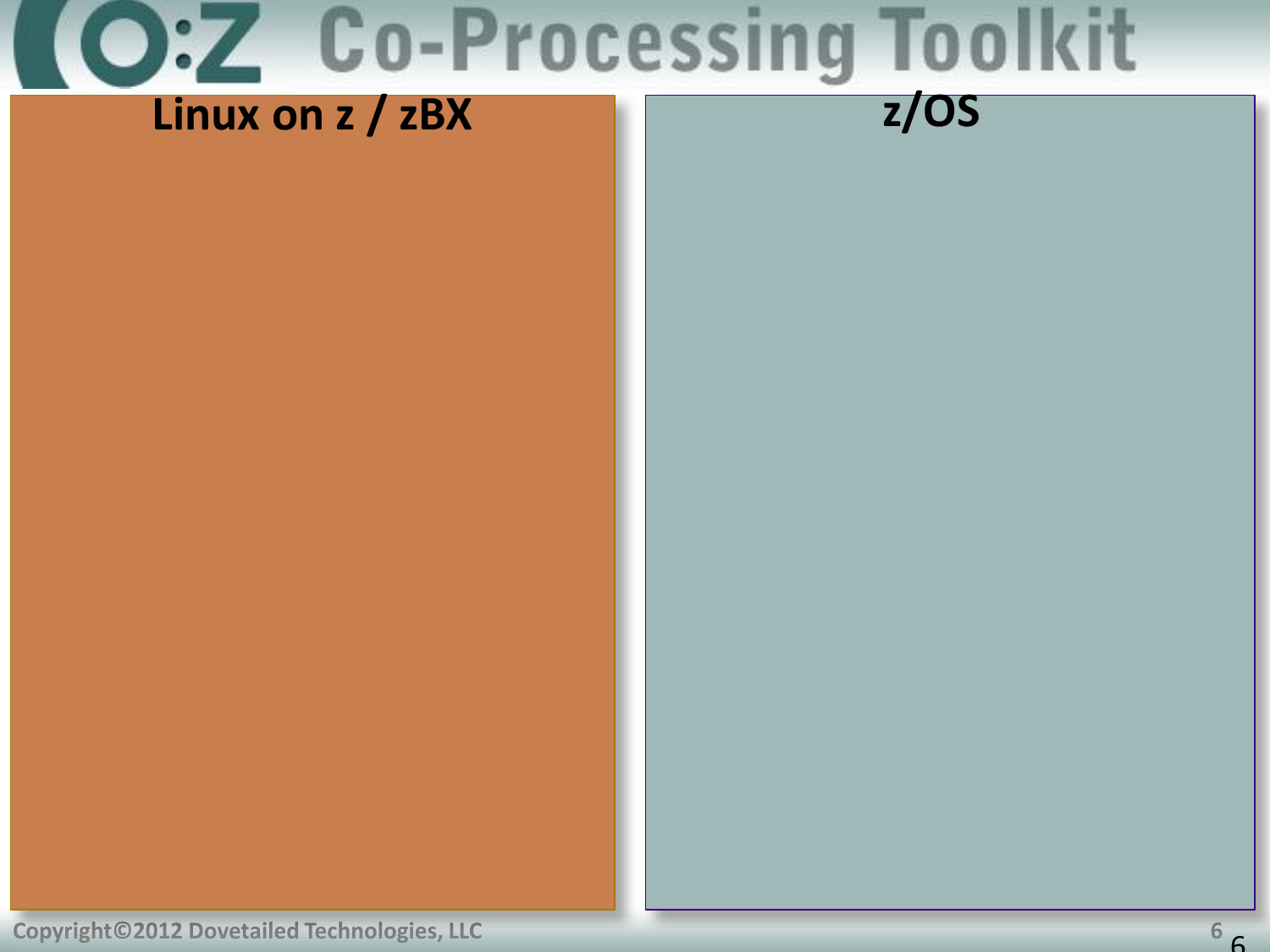# Co-Processing Toolkit

**Linux on z / zBX**

**z/OS**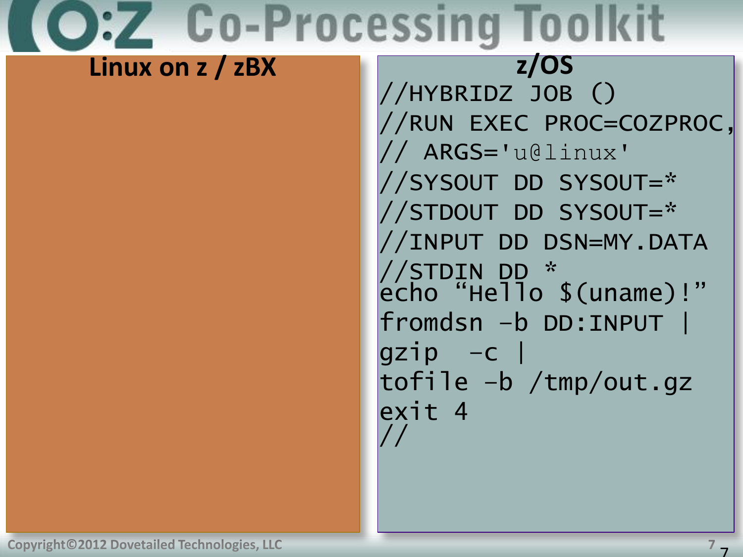# Co:Z Co-Processing Toolkit

## Linux on z / zBX

## z/OS

```
//HYBRIDZ JOB ()
//RUN EXEC PROC=COZPROC,
// ARGS='u@linux'
//SYSOUT DD SYSOUT=*
//STDOUT DD SYSOUT=*
//INPUT DD DSN=MY.DATA
//STDIN DD *
echo "Hello $(uname)!"
fromdsn -b DD:INPUT |
gzip -c |
tofile -b /tmp/out.gz
exit 4
//
```

Copyright©2012 Dovetailed Technologies, LLC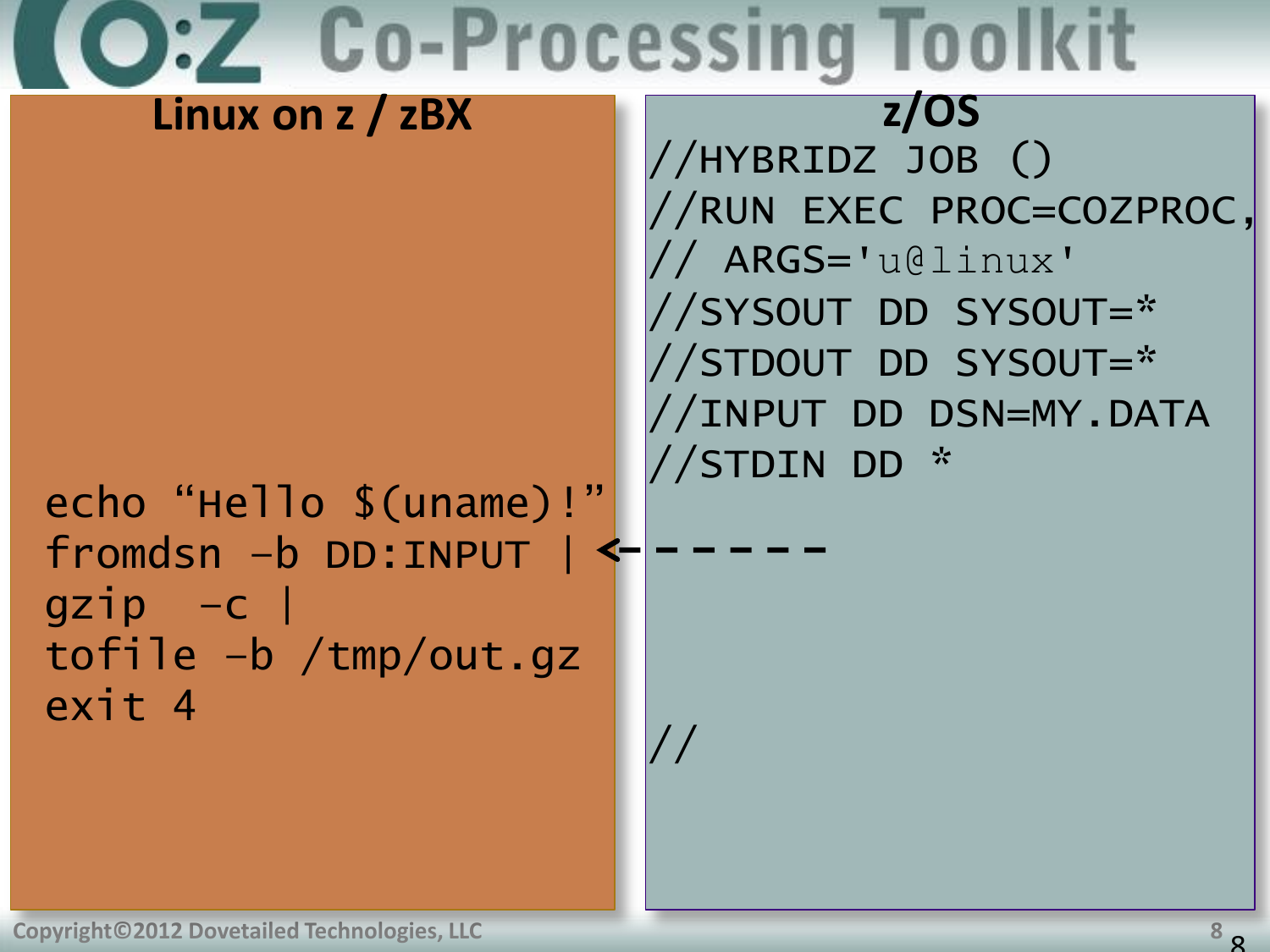# Co:Z Co-Processing Toolkit

## Linux on z / zBX

```
echo "Hello $(uname)!"
fromdsn -b DD:INPUT |
gzip  -c |
tofile -b /tmp/out.gz
exit 4
```

## z/OS

```
//HYBRIDZ JOB ()
//RUN EXEC PROC=COZPROC,
// ARGS='u@linux'
//SYSOUT DD SYSOUT=*
//STDOUT DD SYSOUT=*
//INPUT DD DSN=MY.DATA
//STDIN DD *
//
```

Copyright©2012 Dovetailed Technologies, LLC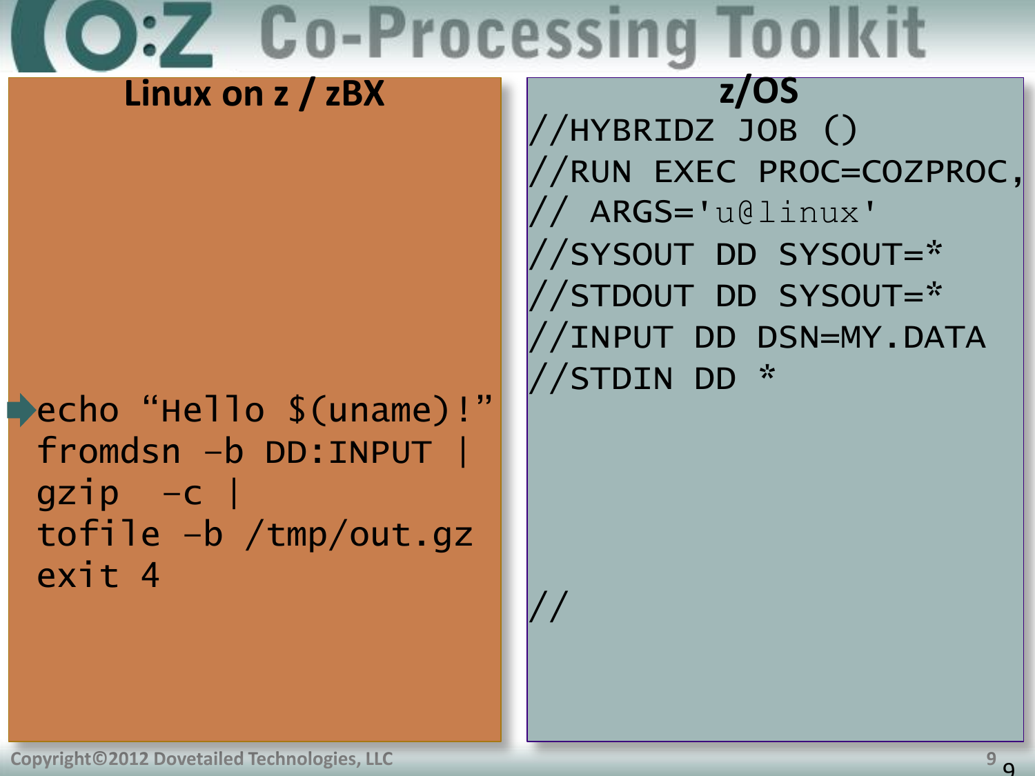# Co:Z Co-Processing Toolkit

## Linux on z / zBX

```
echo “Hello $(uname)!”
fromdsn -b DD:INPUT |
gzip  -c |
tofile -b /tmp/out.gz
exit 4
```

## z/OS

```
//HYBRIDZ JOB ()
//RUN EXEC PROC=COZPROC,
// ARGS='u@linux'
//SYSOUT DD SYSOUT=*
//STDOUT DD SYSOUT=*
//INPUT DD DSN=MY.DATA
//STDIN DD *



//
```

Copyright©2012 Dovetailed Technologies, LLC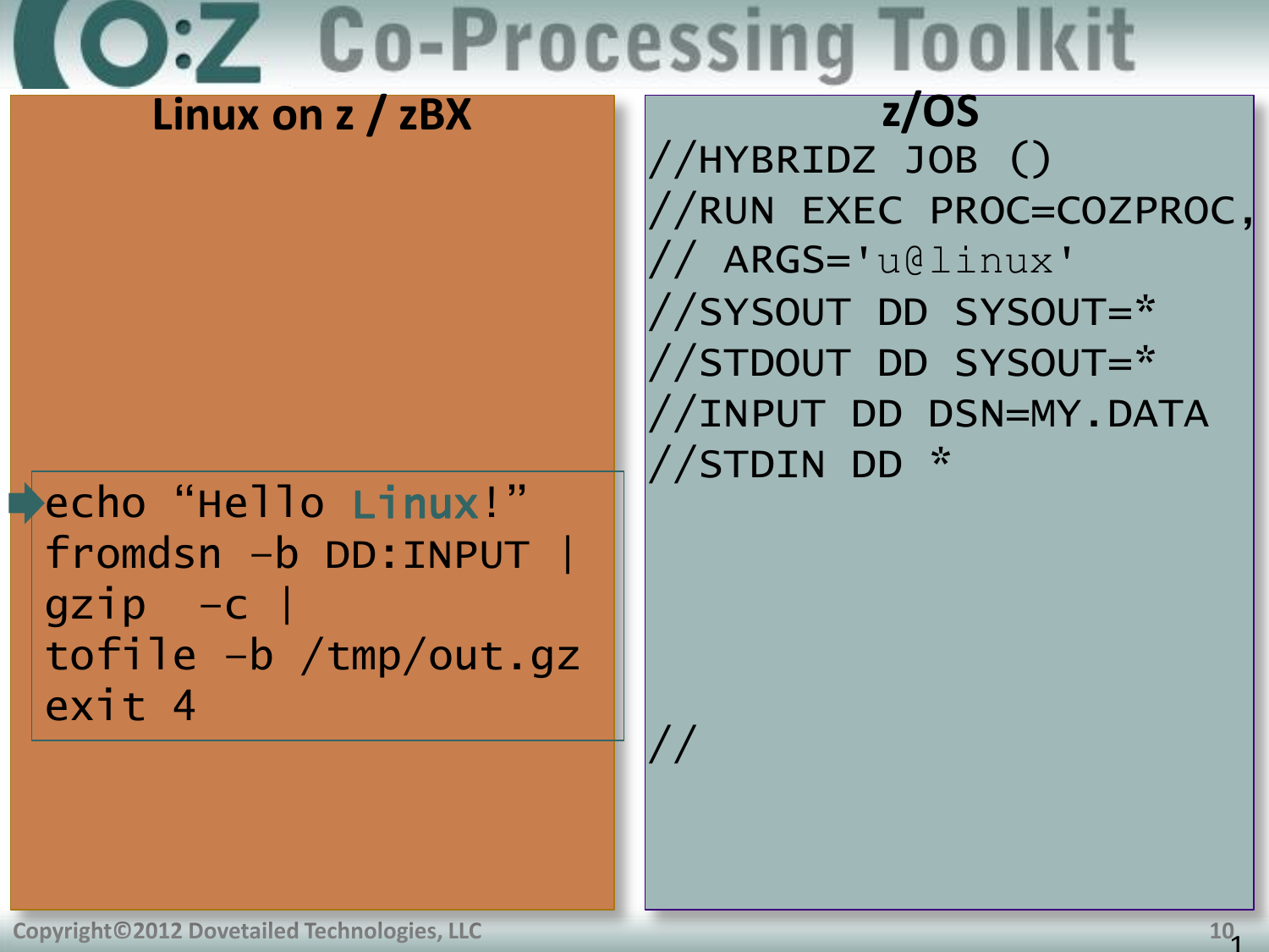# Co:Z Co-Processing Toolkit

## Linux on z / zBX

```
echo "Hello Linux!"
fromdsn -b DD:INPUT |
gzip  -c |
tofile -b /tmp/out.gz
exit 4
```

## z/OS

```
//HYBRIDZ JOB ()
//RUN EXEC PROC=COZPROC,
// ARGS='u@linux'
//SYSOUT DD SYSOUT=*
//STDOUT DD SYSOUT=*
//INPUT DD DSN=MY.DATA
//STDIN DD *




//
```

Copyright©2012 Dovetailed Technologies, LLC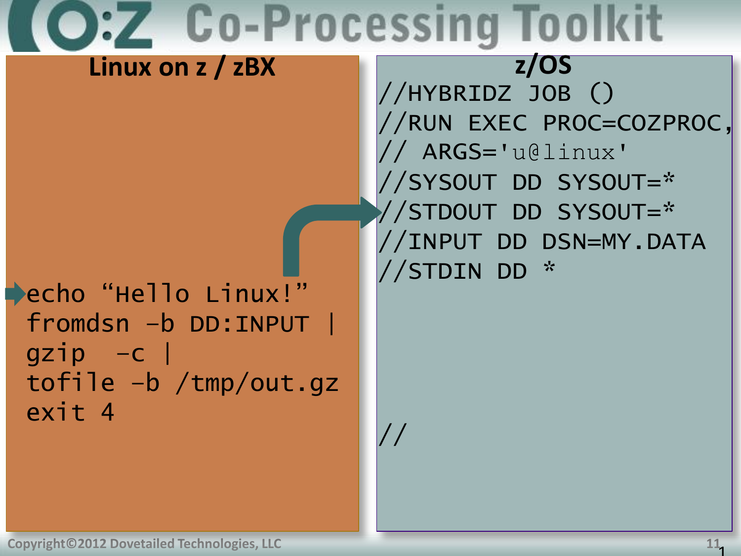# Co:Z Co-Processing Toolkit

## Linux on z / zBX

```
echo "Hello Linux!"
fromdsn -b DD:INPUT |
gzip  -c |
tofile -b /tmp/out.gz
exit 4
```

## z/OS

```
//HYBRIDZ JOB ()
//RUN EXEC PROC=COZPROC,
// ARGS='u@linux'
//SYSOUT DD SYSOUT=*
//STDOUT DD SYSOUT=*
//INPUT DD DSN=MY.DATA
//STDIN DD *


//
```

Copyright©2012 Dovetailed Technologies, LLC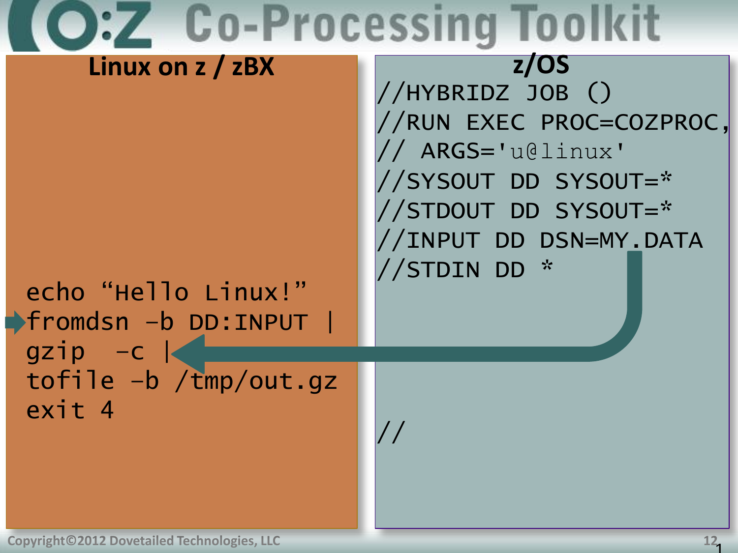# Co:Z Co-Processing Toolkit

## Linux on z / zBX

```
echo "Hello Linux!"
fromdsn -b DD:INPUT |
gzip  -c |
tofile -b /tmp/out.gz
exit 4
```

## z/OS

```
//HYBRIDZ JOB ()
//RUN EXEC PROC=COZPROC,
// ARGS='u@linux'
//SYSOUT DD SYSOUT=*
//STDOUT DD SYSOUT=*
//INPUT DD DSN=MY.DATA
//STDIN DD *


//
```

Copyright©2012 Dovetailed Technologies, LLC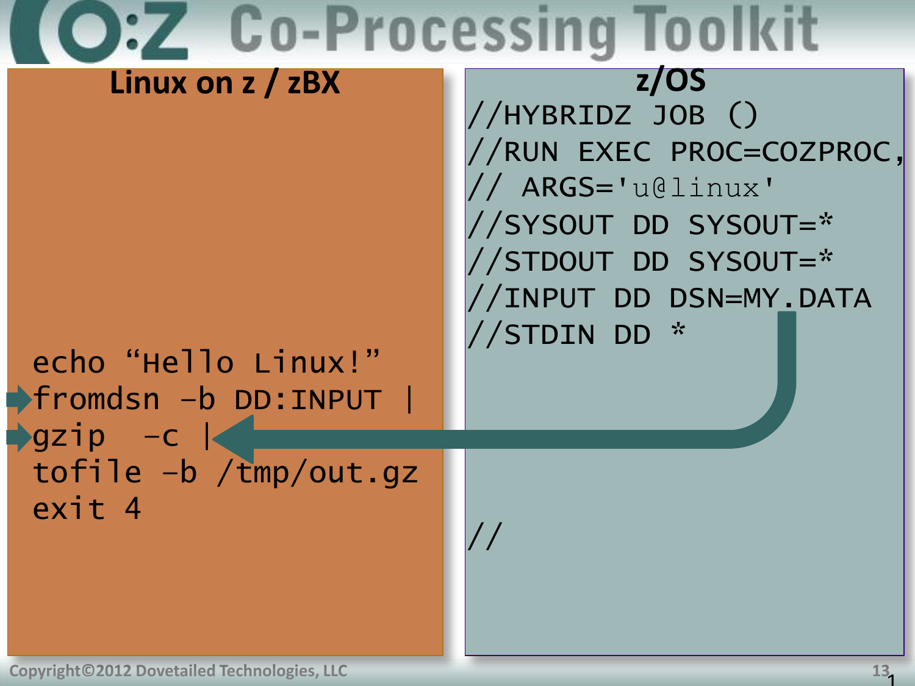# Co:Z Co-Processing Toolkit

## Linux on z / zBX

```
echo "Hello Linux!"
fromdsn -b DD:INPUT |
gzip  -c |
tofile -b /tmp/out.gz
exit 4
```

## z/OS

```
//HYBRIDZ JOB ()
//RUN EXEC PROC=COZPROC,
// ARGS='u@linux'
//SYSOUT DD SYSOUT=*
//STDOUT DD SYSOUT=*
//INPUT DD DSN=MY.DATA
//STDIN DD *

//
```

Copyright©2012 Dovetailed Technologies, LLC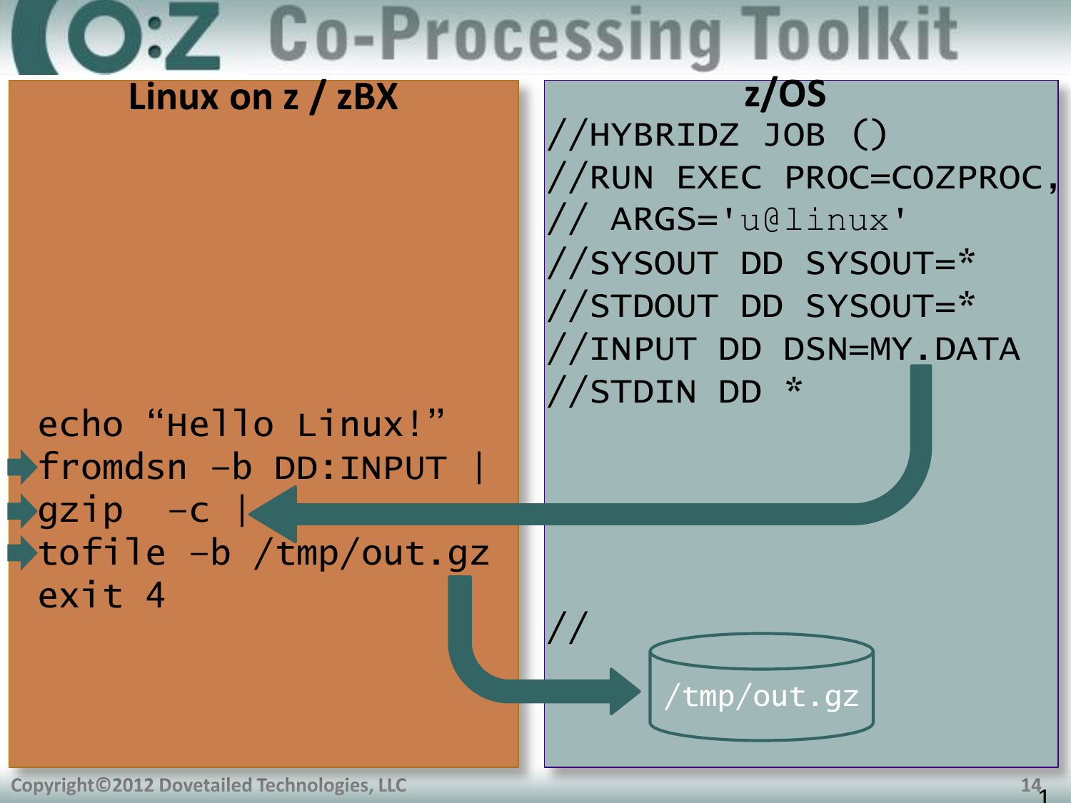# Co:Z Co-Processing Toolkit

## Linux on z / zBX

```
echo "Hello Linux!"
fromdsn -b DD:INPUT |
gzip  -c |
tofile -b /tmp/out.gz
exit 4
```

## z/OS

```
//HYBRIDZ JOB ()
//RUN EXEC PROC=COZPROC,
// ARGS='u@linux'
//SYSOUT DD SYSOUT=*
//STDOUT DD SYSOUT=*
//INPUT DD DSN=MY.DATA
//STDIN DD *
//
```

/tmp/out.gz

Copyright©2012 Dovetailed Technologies, LLC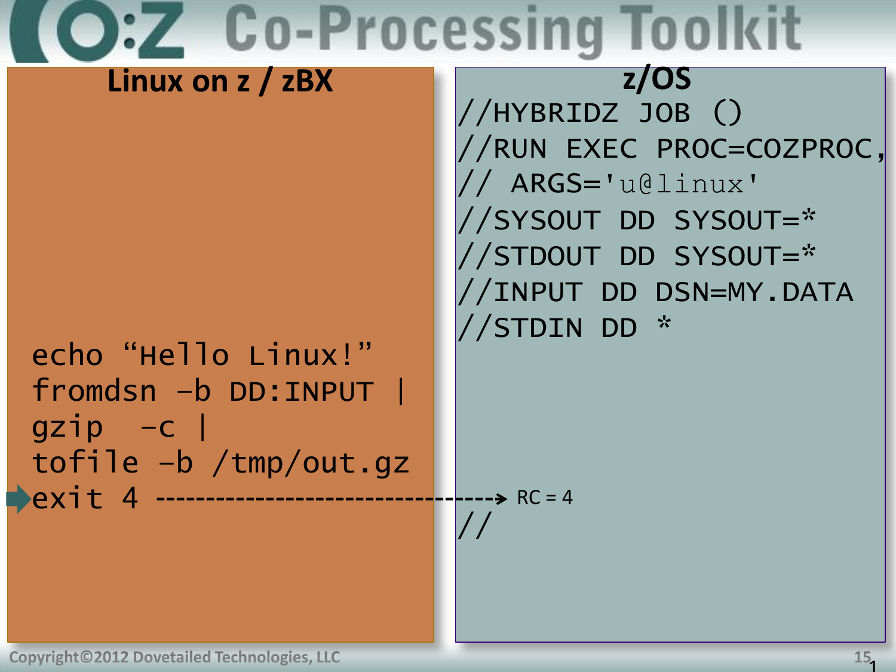# Co:Z Co-Processing Toolkit

## Linux on z / zBX

```
echo "Hello Linux!"
fromdsn -b DD:INPUT |
gzip  -c |
tofile -b /tmp/out.gz
exit 4
```

## z/OS

```
//HYBRIDZ JOB ()
//RUN EXEC PROC=COZPROC,
// ARGS='u@linux'
//SYSOUT DD SYSOUT=*
//STDOUT DD SYSOUT=*
//INPUT DD DSN=MY.DATA
//STDIN DD *
```

RC = 4

```
//
```

Copyright©2012 Dovetailed Technologies, LLC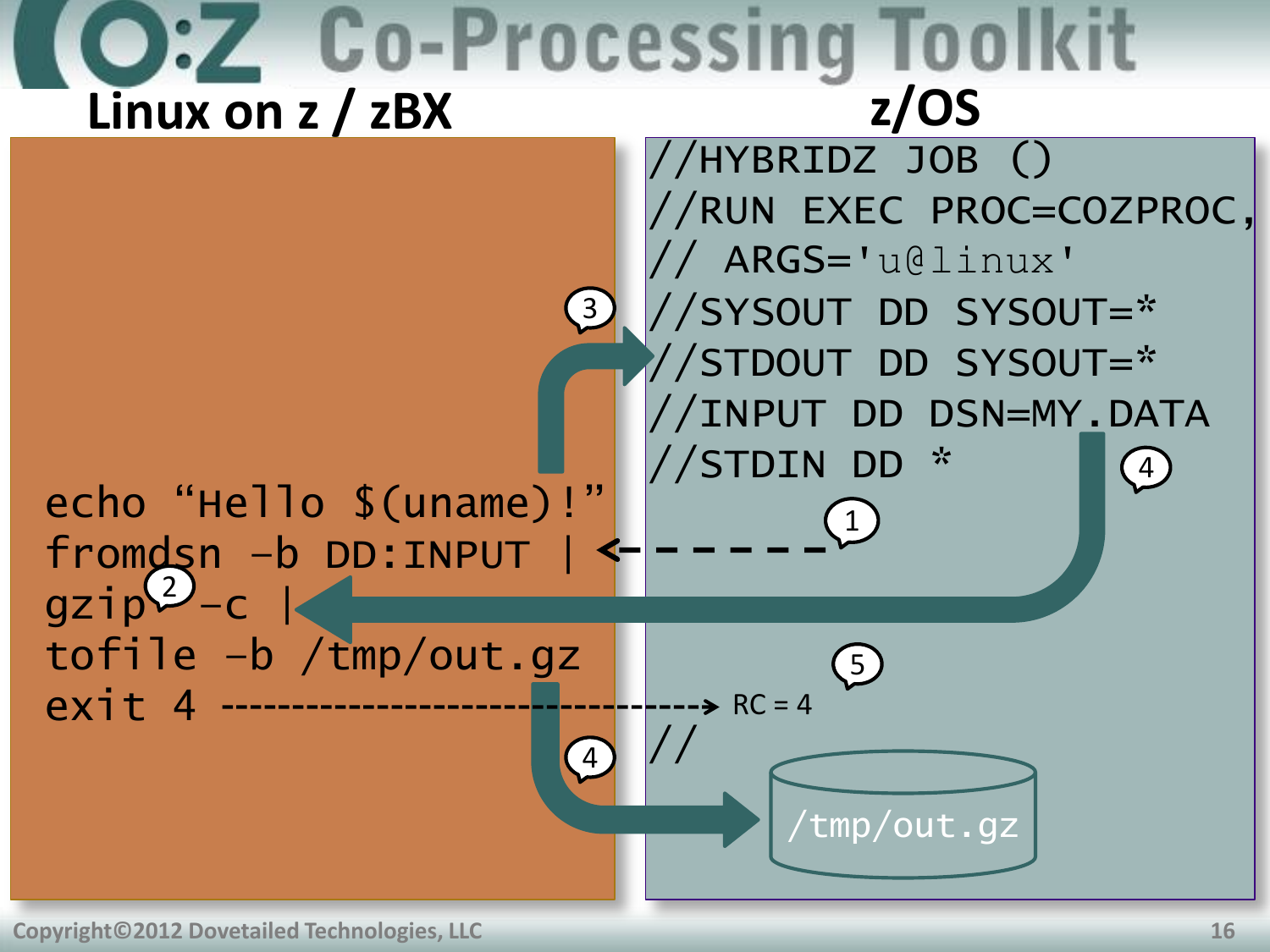# Co:Z Co-Processing Toolkit

## Linux on z / zBX

```
echo "Hello $(uname)!"
fromdsn -b DD:INPUT |
gzip -c |
tofile -b /tmp/out.gz
exit 4
```

## z/OS

```
//HYBRIDZ JOB ()
//RUN EXEC PROC=COZPROC,
// ARGS='u@linux'
//SYSOUT DD SYSOUT=*
//STDOUT DD SYSOUT=*
//INPUT DD DSN=MY.DATA
//STDIN DD *
//
```

1. `fromdsn -b DD:INPUT`
2. `gzip -c`
3. `//STDOUT DD SYSOUT=*`
4. `/tmp/out.gz`
5. RC = 4

Copyright©2012 Dovetailed Technologies, LLC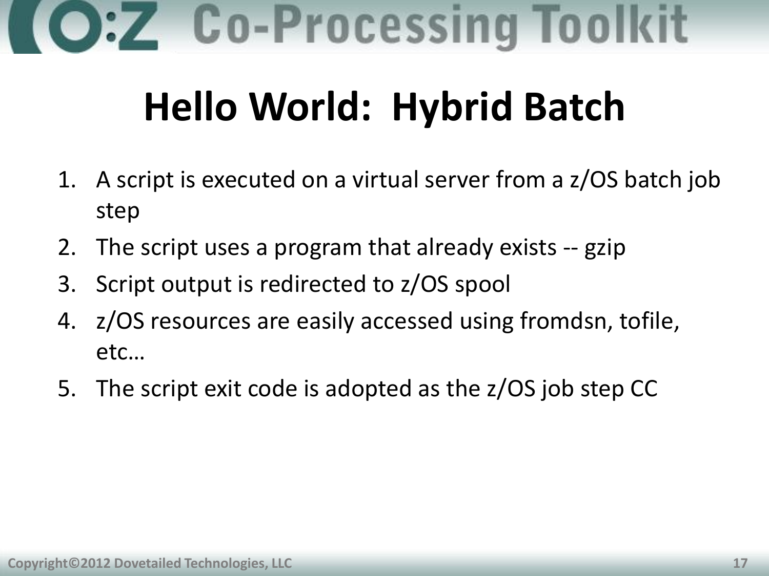# Hello World: Hybrid Batch

1. A script is executed on a virtual server from a z/OS batch job step
2. The script uses a program that already exists -- gzip
3. Script output is redirected to z/OS spool
4. z/OS resources are easily accessed using fromdsn, tofile, etc…
5. The script exit code is adopted as the z/OS job step CC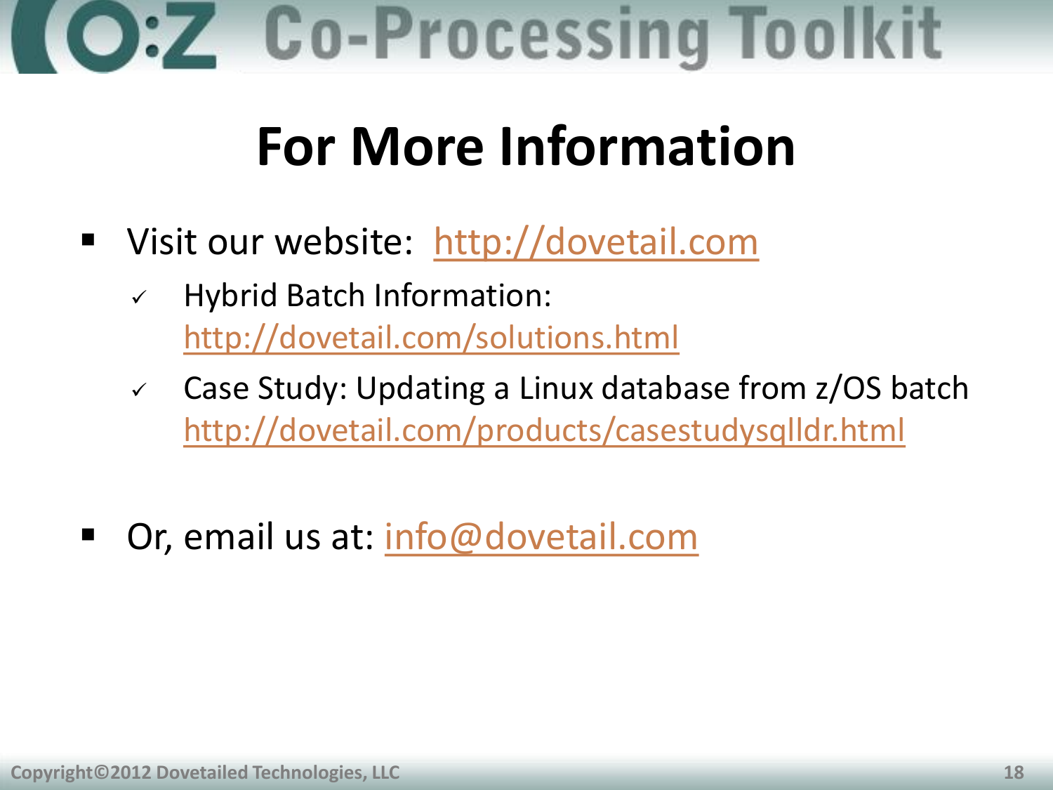# CO:Z Co-Processing Toolkit

## For More Information

- Visit our website: http://dovetail.com
  - ✓ Hybrid Batch Information: http://dovetail.com/solutions.html
  - ✓ Case Study: Updating a Linux database from z/OS batch http://dovetail.com/products/casestudysqlldr.html

- Or, email us at: info@dovetail.com

Copyright©2012 Dovetailed Technologies, LLC